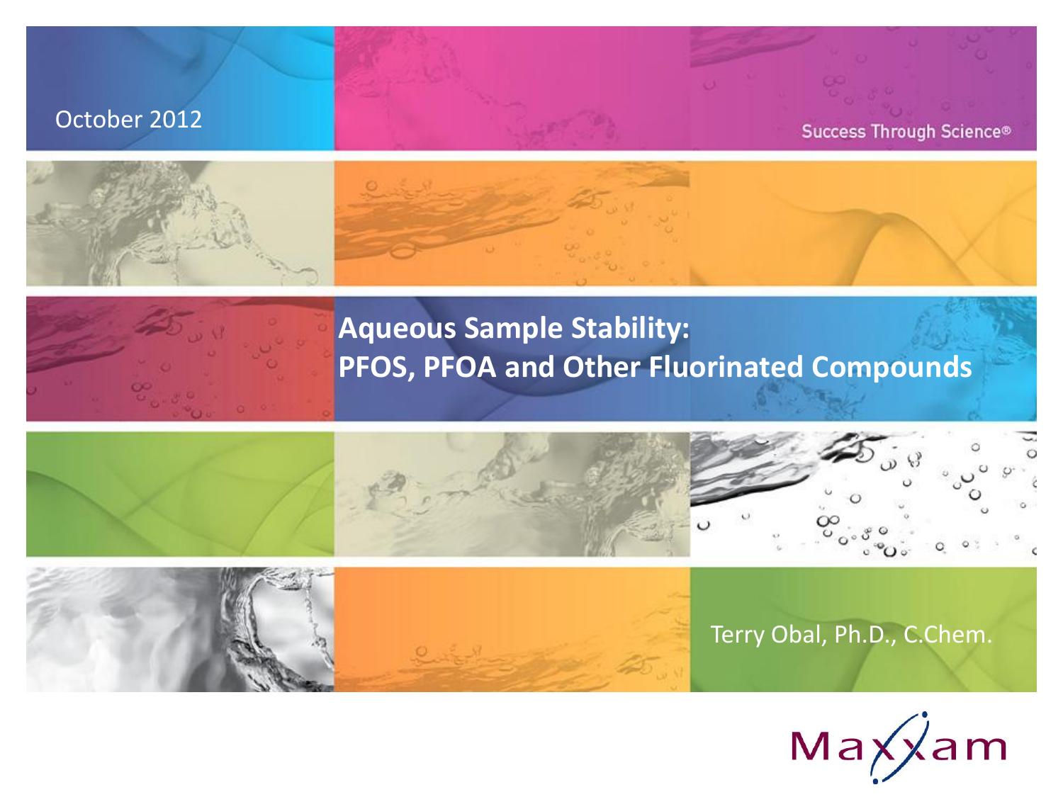October 2012

Success Through Science®

# Aqueous Sample Stability: PFOS, PFOA and Other Fluorinated Compounds

Terry Obal, Ph.D., C.Chem.

Maxxam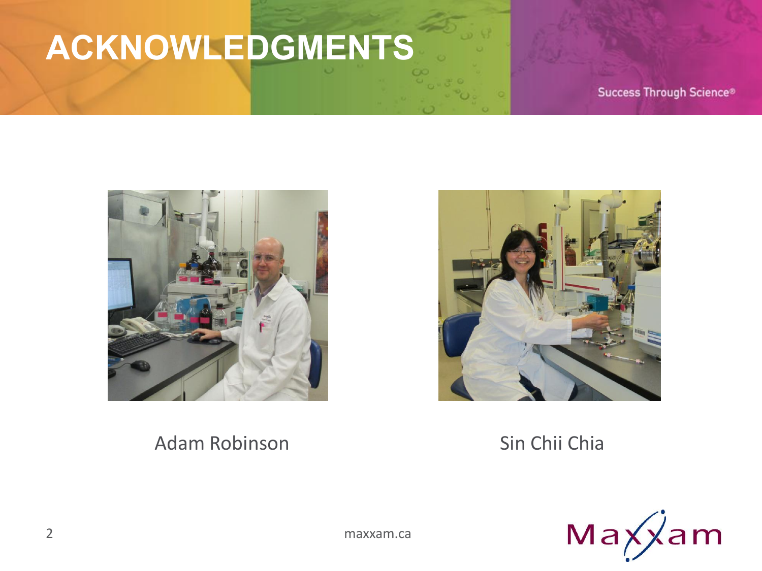# ACKNOWLEDGMENTS

Adam Robinson

Sin Chii Chia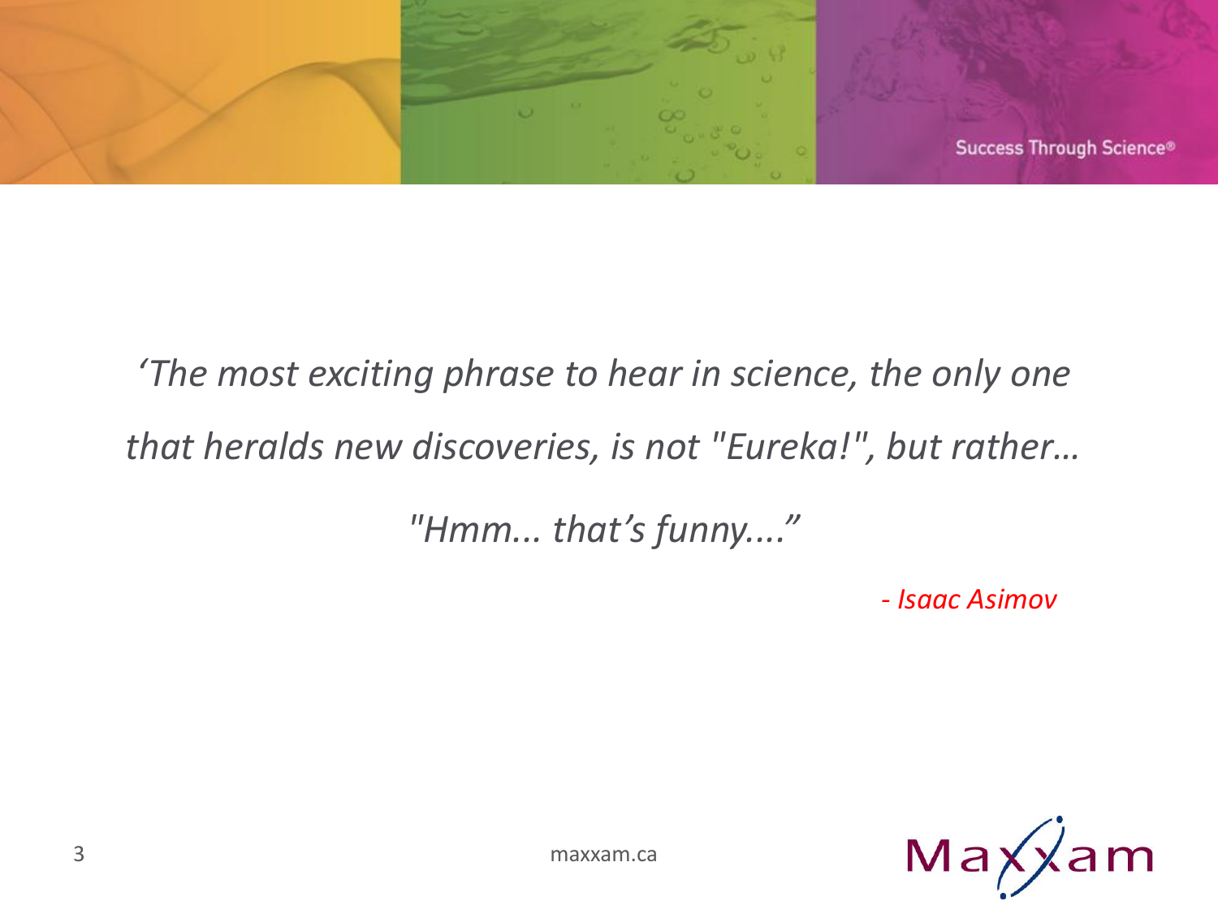*‘The most exciting phrase to hear in science, the only one that heralds new discoveries, is not "Eureka!", but rather…*

*"Hmm... that’s funny....”*

*- Isaac Asimov*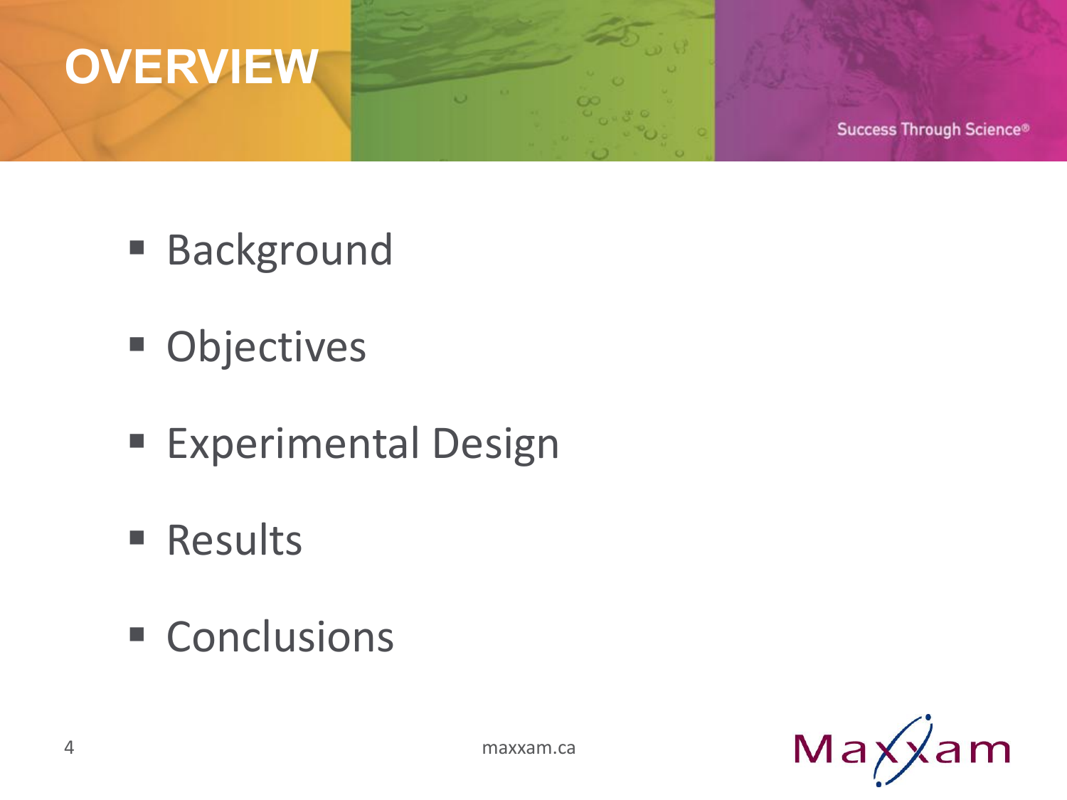# OVERVIEW

- Background
- Objectives
- Experimental Design
- Results
- Conclusions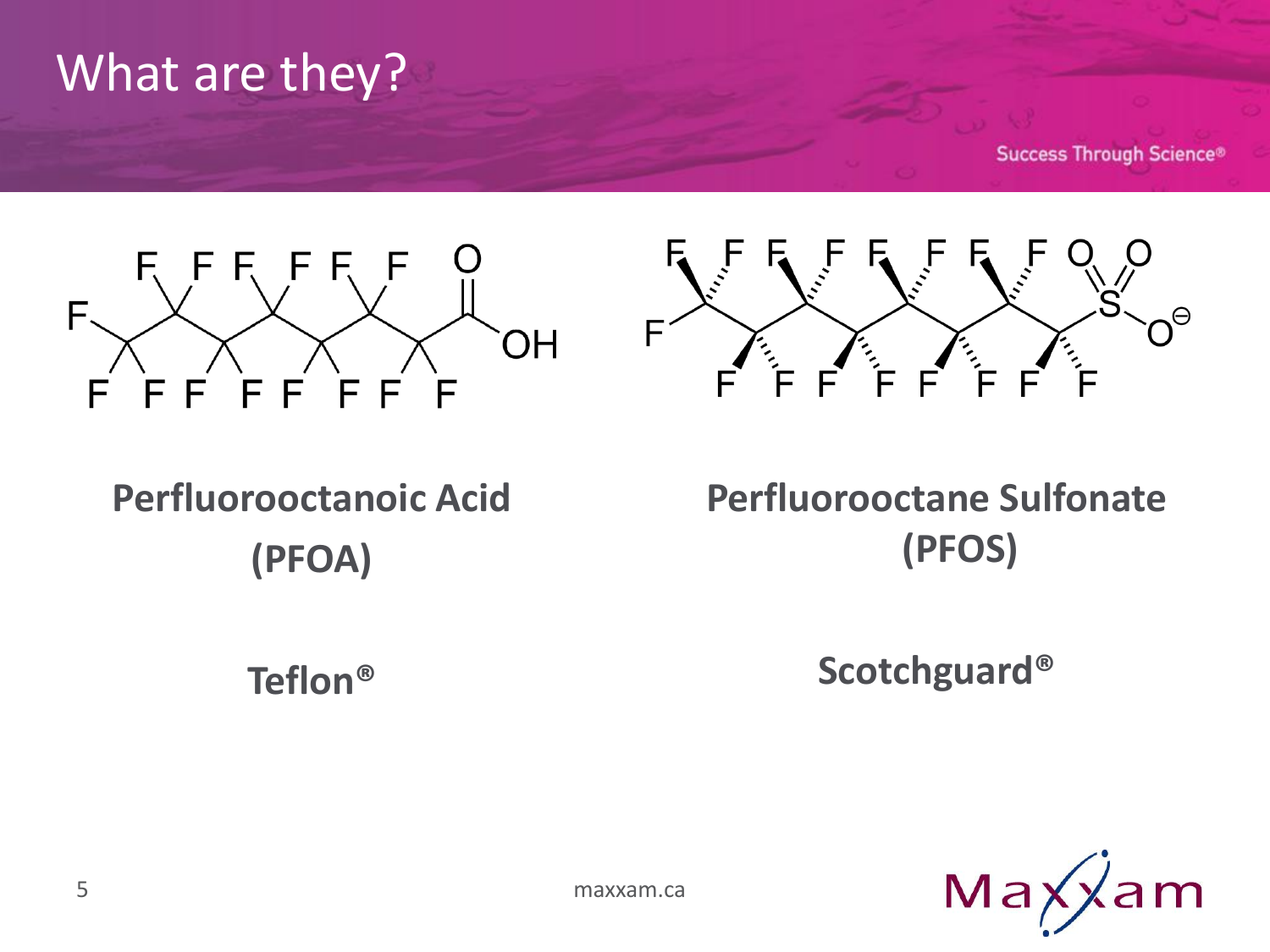# What are they?

**Perfluorooctanoic Acid (PFOA)**

**Teflon®**

**Perfluorooctane Sulfonate (PFOS)**

**Scotchguard®**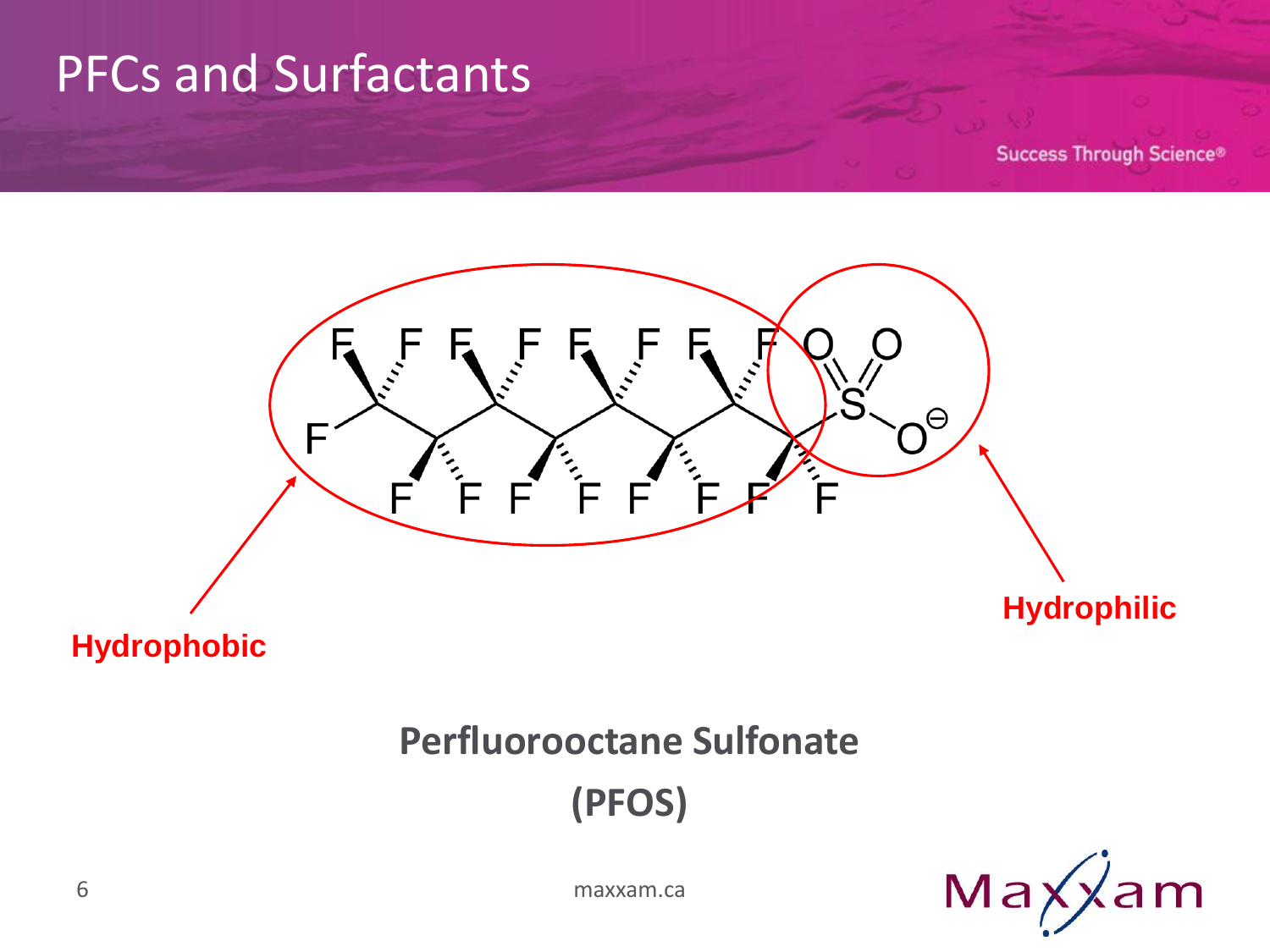# PFCs and Surfactants

Hydrophobic

Hydrophilic

**Perfluorooctane Sulfonate**

**(PFOS)**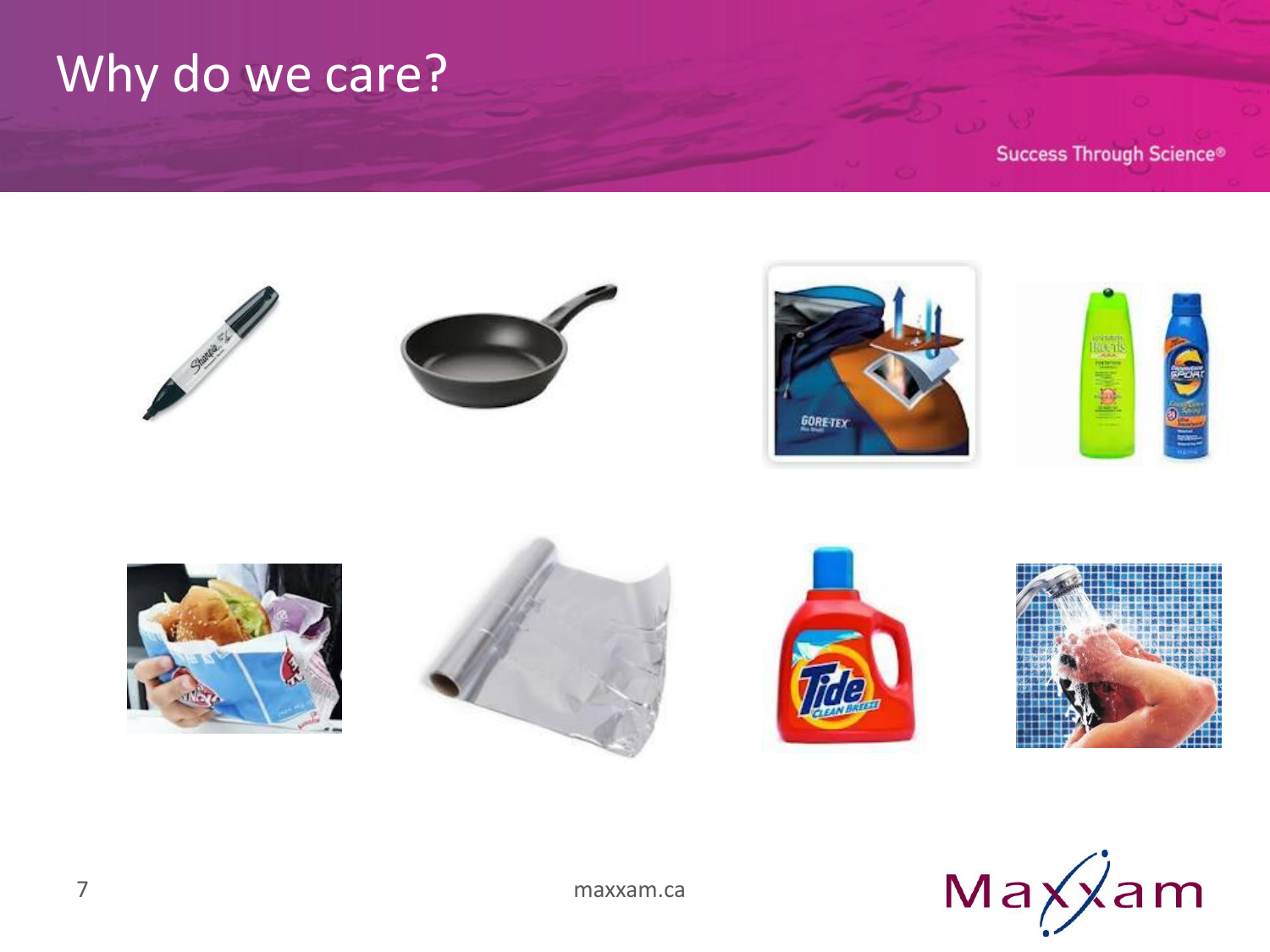# Why do we care?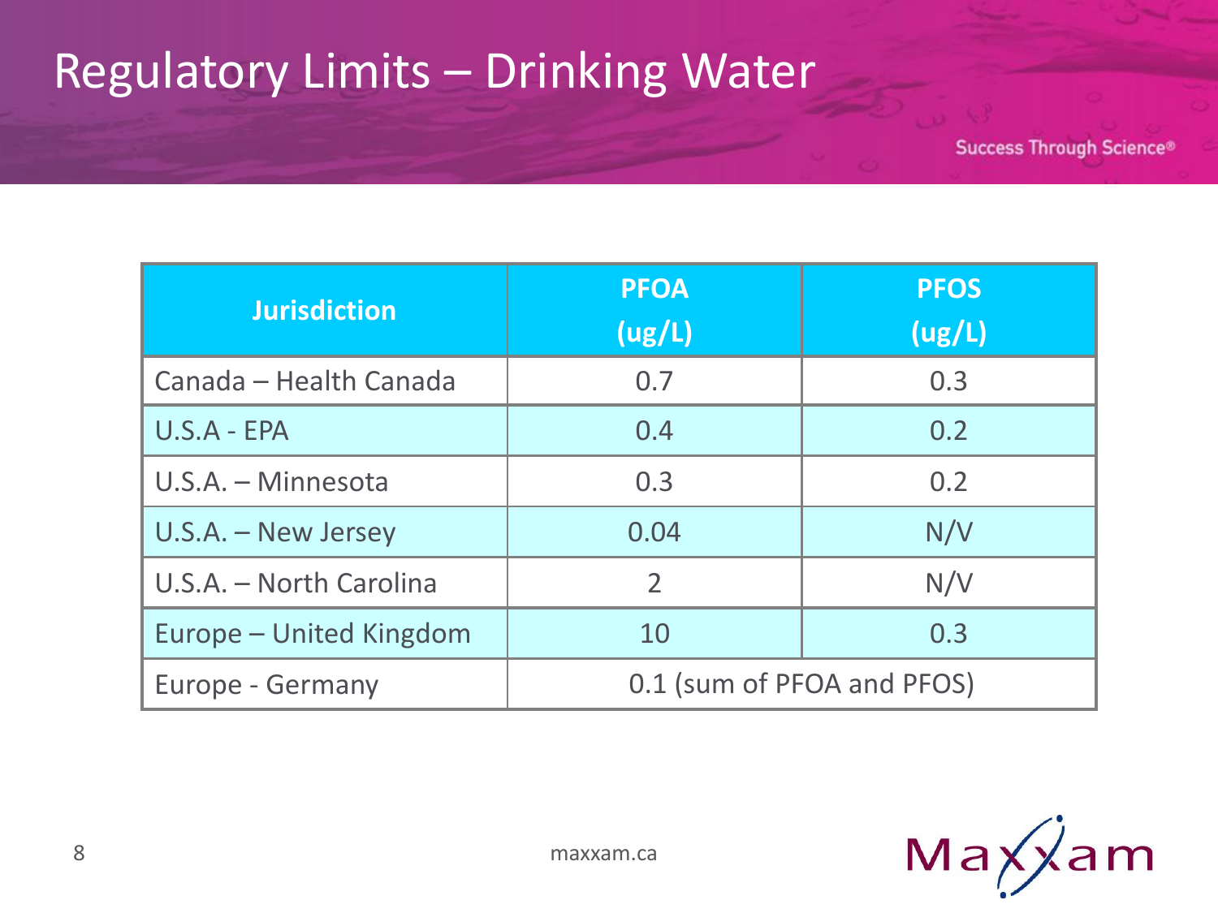# Regulatory Limits – Drinking Water

| Jurisdiction | PFOA (ug/L) | PFOS (ug/L) |
|---|---|---|
| Canada – Health Canada | 0.7 | 0.3 |
| U.S.A - EPA | 0.4 | 0.2 |
| U.S.A. – Minnesota | 0.3 | 0.2 |
| U.S.A. – New Jersey | 0.04 | N/V |
| U.S.A. – North Carolina | 2 | N/V |
| Europe – United Kingdom | 10 | 0.3 |
| Europe - Germany | 0.1 (sum of PFOA and PFOS) | |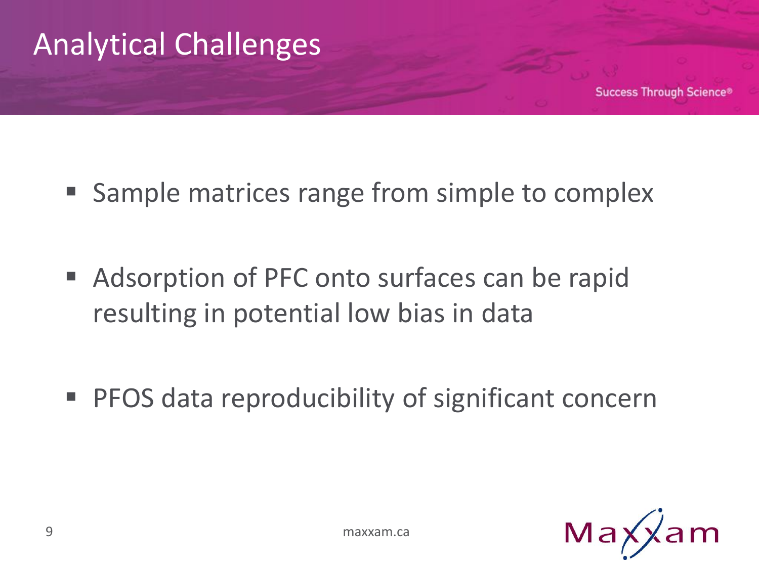# Analytical Challenges

- Sample matrices range from simple to complex
- Adsorption of PFC onto surfaces can be rapid resulting in potential low bias in data
- PFOS data reproducibility of significant concern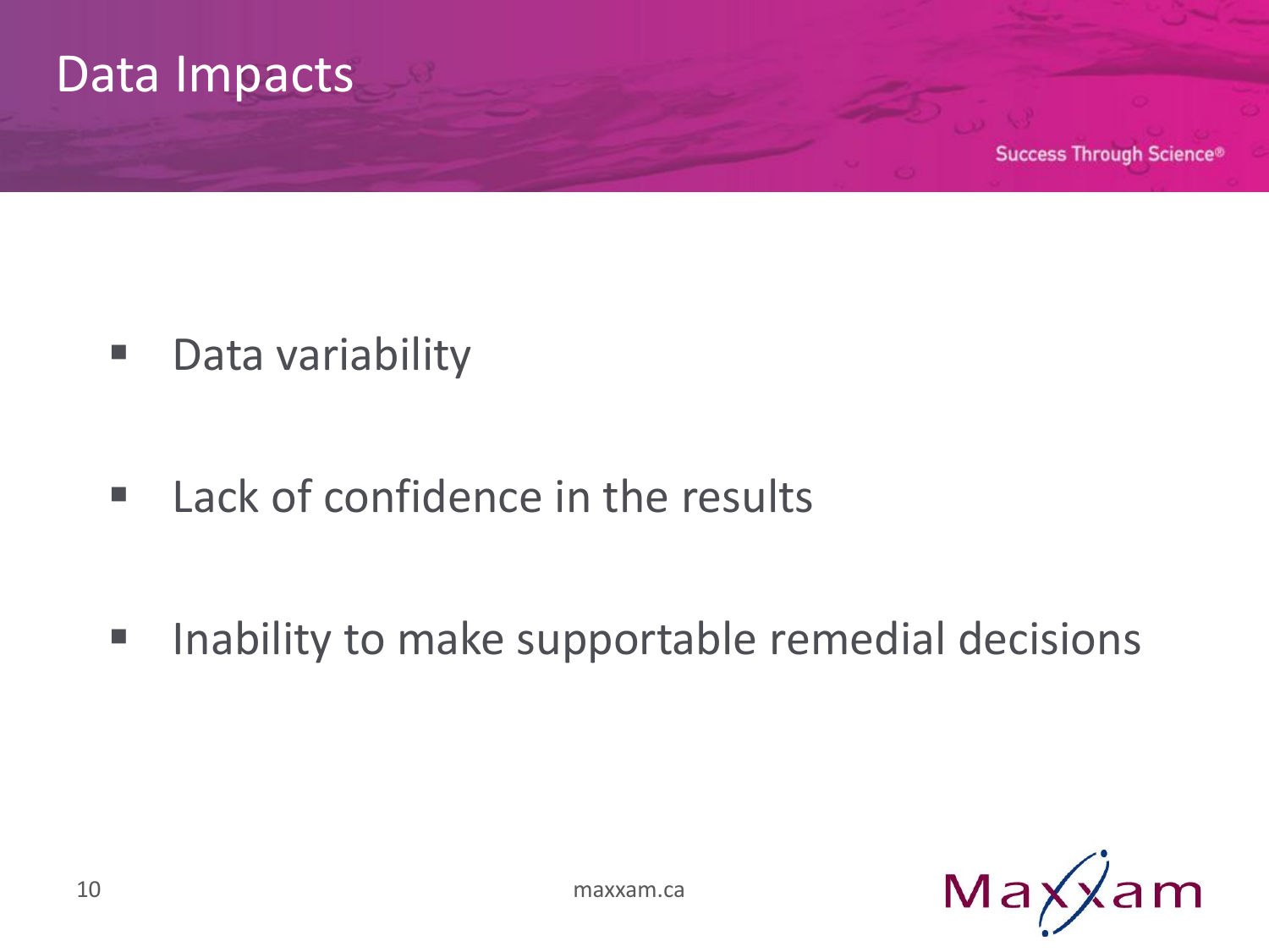# Data Impacts

- Data variability
- Lack of confidence in the results
- Inability to make supportable remedial decisions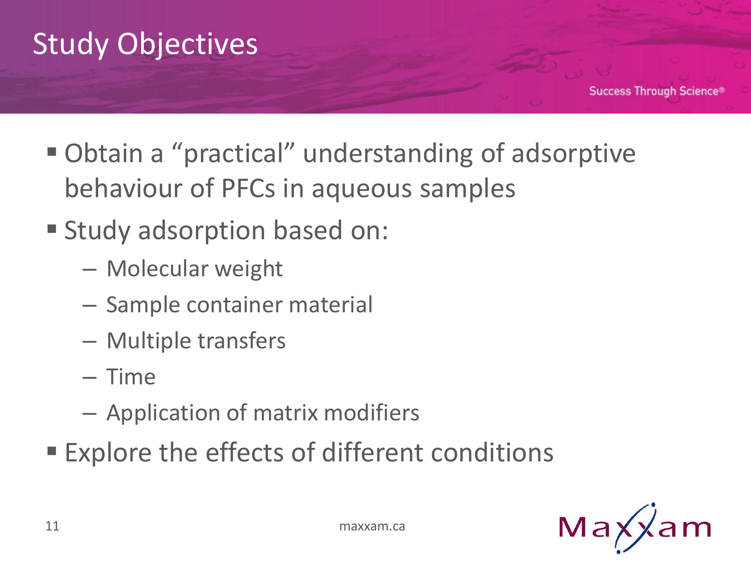# Study Objectives

- Obtain a "practical" understanding of adsorptive behaviour of PFCs in aqueous samples
- Study adsorption based on:
  - Molecular weight
  - Sample container material
  - Multiple transfers
  - Time
  - Application of matrix modifiers
- Explore the effects of different conditions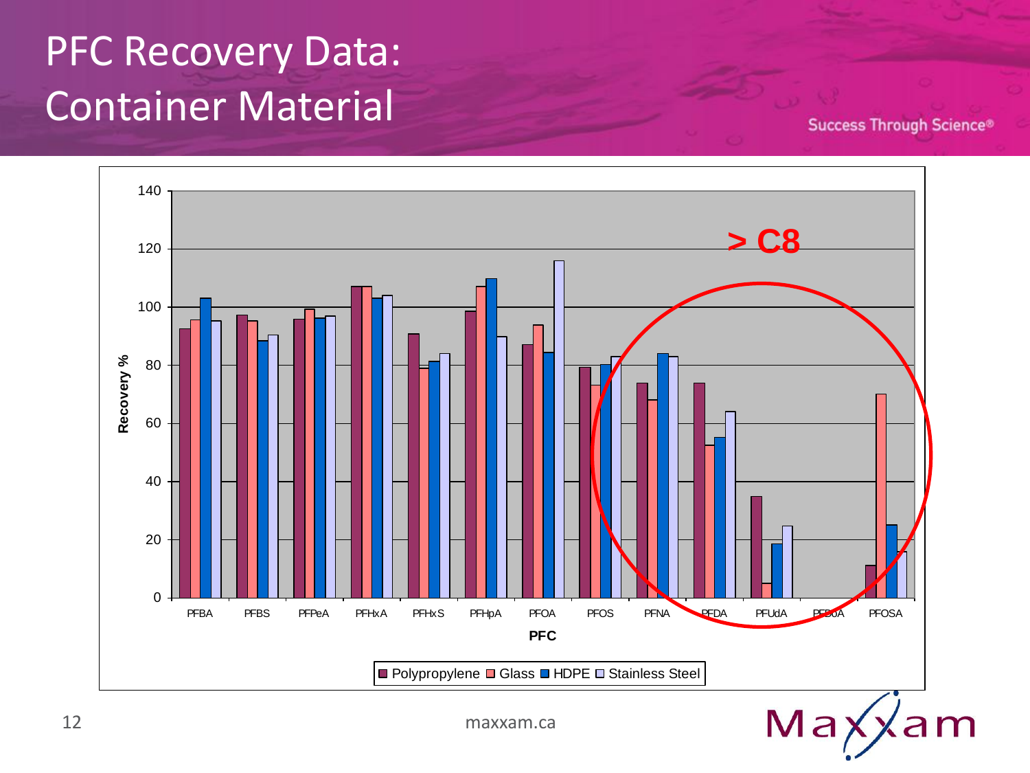# PFC Recovery Data: Container Material

Success Through Science®

Recovery %

140, 120, 100, 80, 60, 40, 20, 0

> C8

PFBA, PFBS, PFPeA, PFHxA, PFHxS, PFHpA, PFOA, PFOS, PFNA, PFDA, PFUdA, PFDoA, PFOSA

PFC

Polypropylene, Glass, HDPE, Stainless Steel

maxxam.ca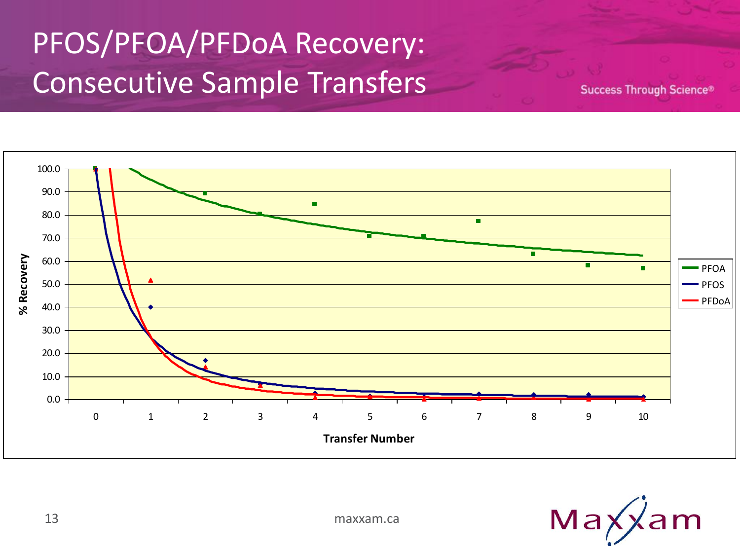# PFOS/PFOA/PFDoA Recovery: Consecutive Sample Transfers

Success Through Science®

% Recovery

Transfer Number

PFOA
PFOS
PFDoA

maxxam.ca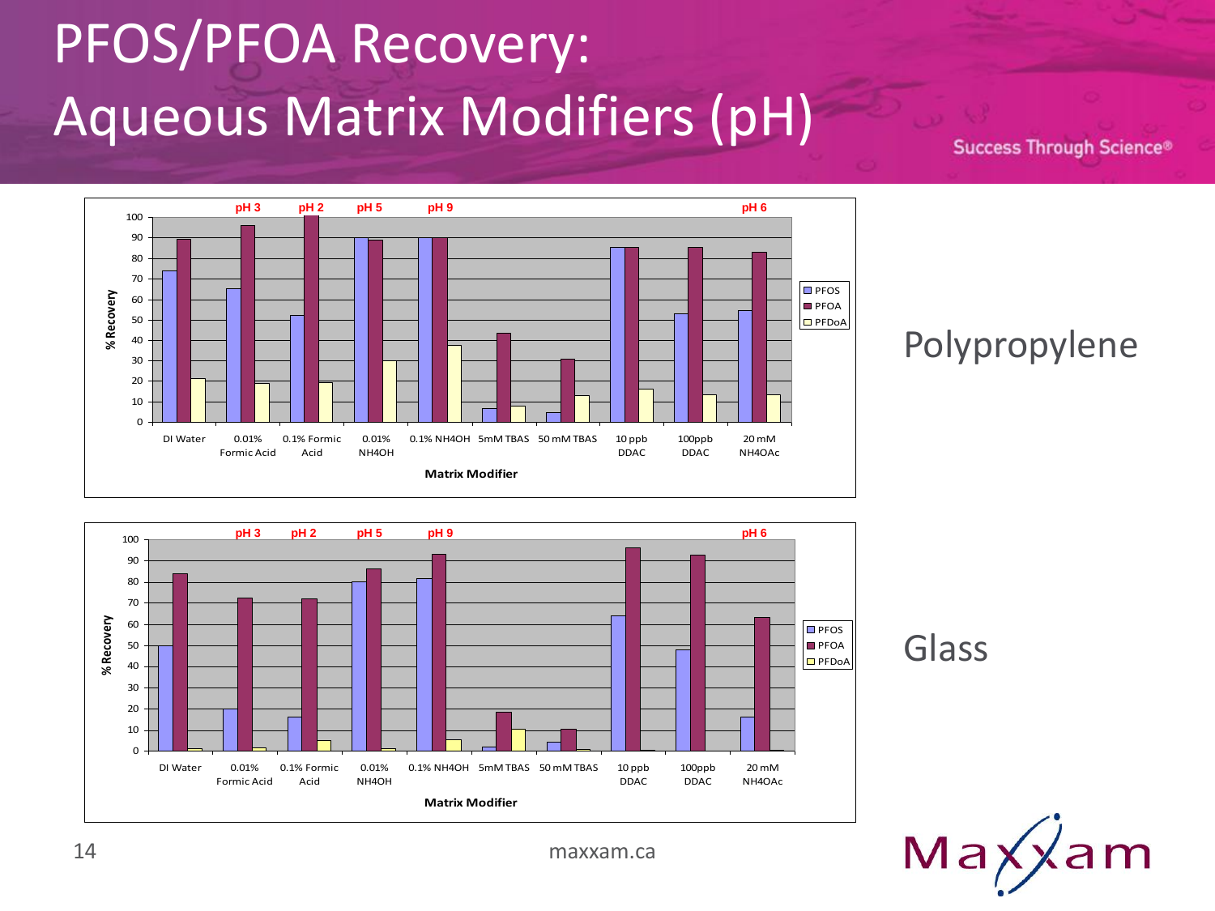# PFOS/PFOA Recovery: Aqueous Matrix Modifiers (pH)

Success Through Science®

Polypropylene

Glass

maxxam.ca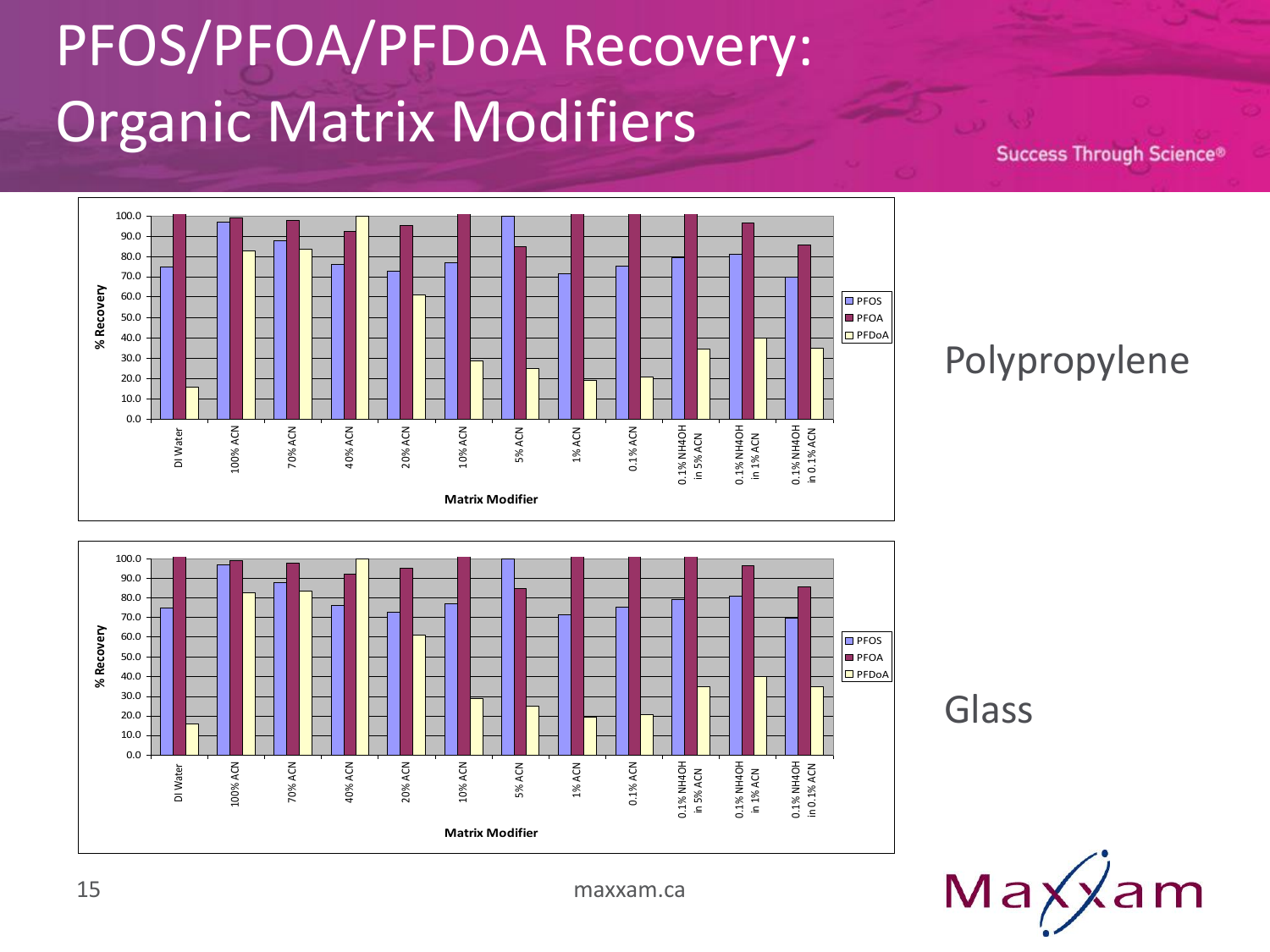# PFOS/PFOA/PFDoA Recovery: Organic Matrix Modifiers

Polypropylene

Glass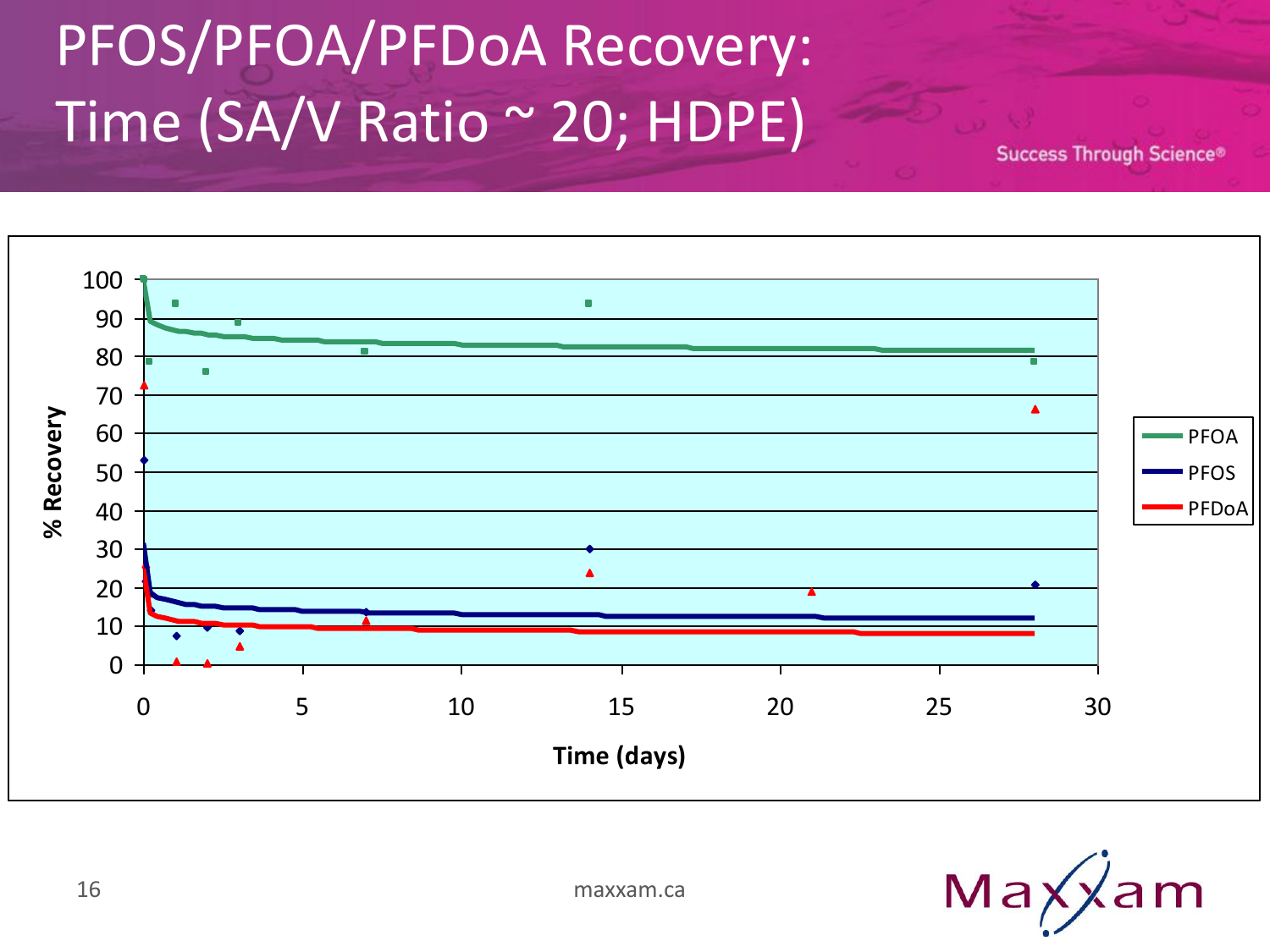# PFOS/PFOA/PFDoA Recovery: Time (SA/V Ratio ~ 20; HDPE)

Success Through Science®

% Recovery

Time (days)

PFOA
PFOS
PFDoA

maxxam.ca

Maxxam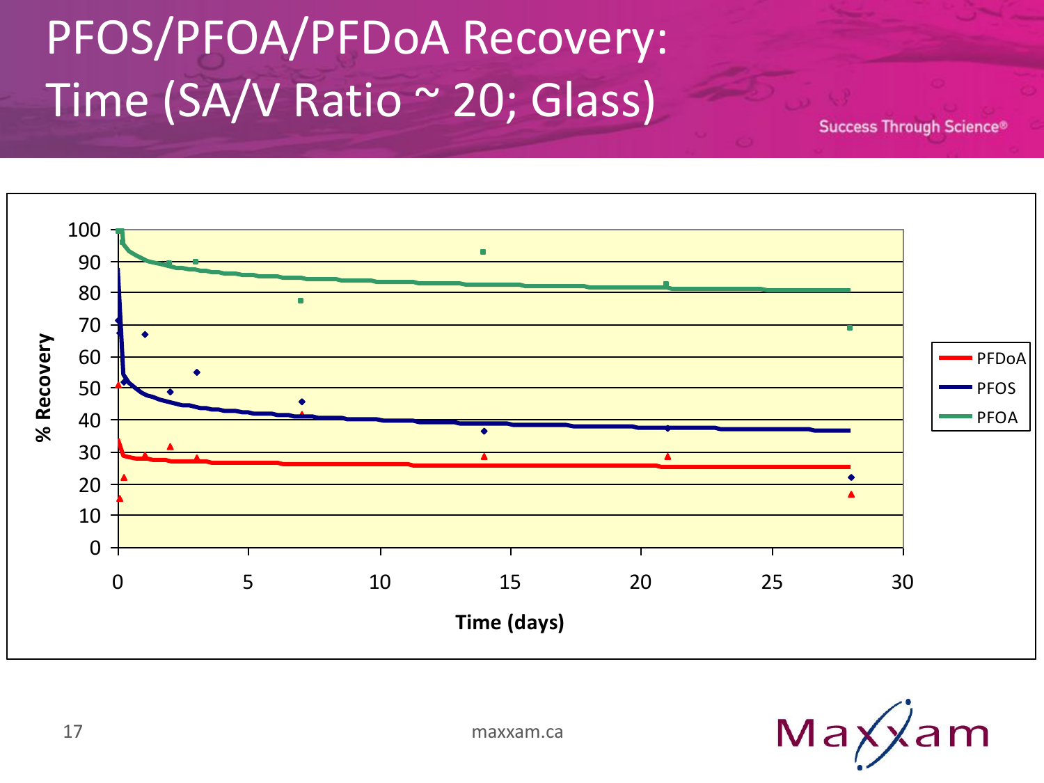# PFOS/PFOA/PFDoA Recovery: Time (SA/V Ratio ~ 20; Glass)

Success Through Science®

% Recovery

Time (days)

PFDoA
PFOS
PFOA

maxxam.ca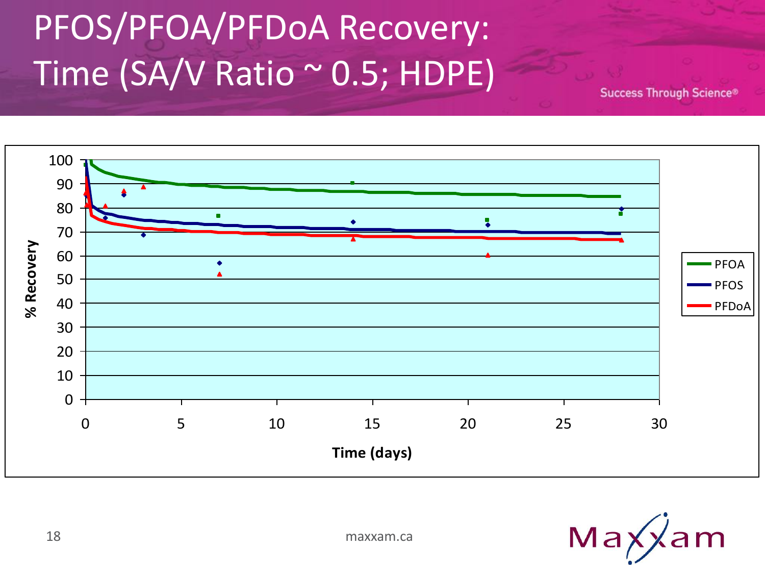# PFOS/PFOA/PFDoA Recovery: Time (SA/V Ratio ~ 0.5; HDPE)

Success Through Science®

% Recovery

Time (days)

PFOA
PFOS
PFDoA

maxxam.ca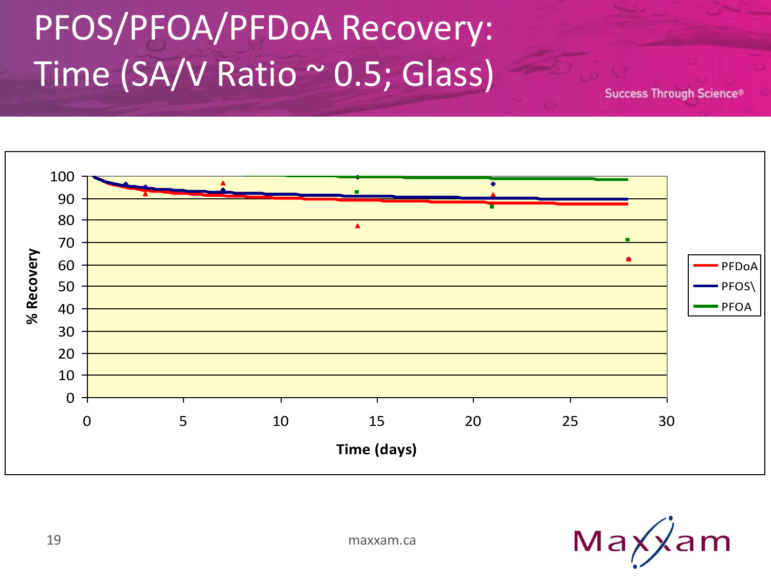# PFOS/PFOA/PFDoA Recovery: Time (SA/V Ratio ~ 0.5; Glass)

Success Through Science®

% Recovery

Time (days)

PFDoA

PFOS\

PFOA

maxxam.ca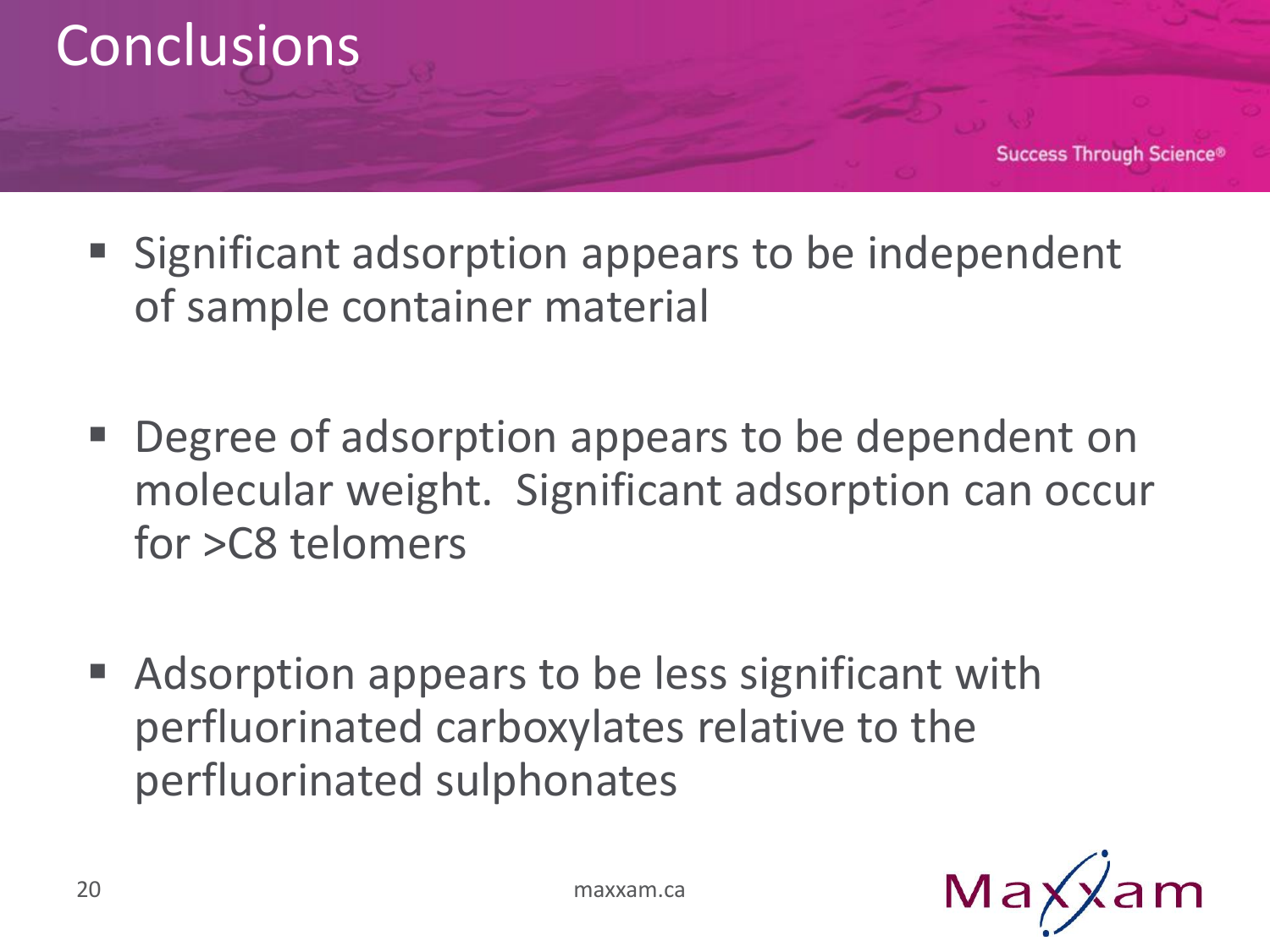# Conclusions

- Significant adsorption appears to be independent of sample container material

- Degree of adsorption appears to be dependent on molecular weight. Significant adsorption can occur for >C8 telomers

- Adsorption appears to be less significant with perfluorinated carboxylates relative to the perfluorinated sulphonates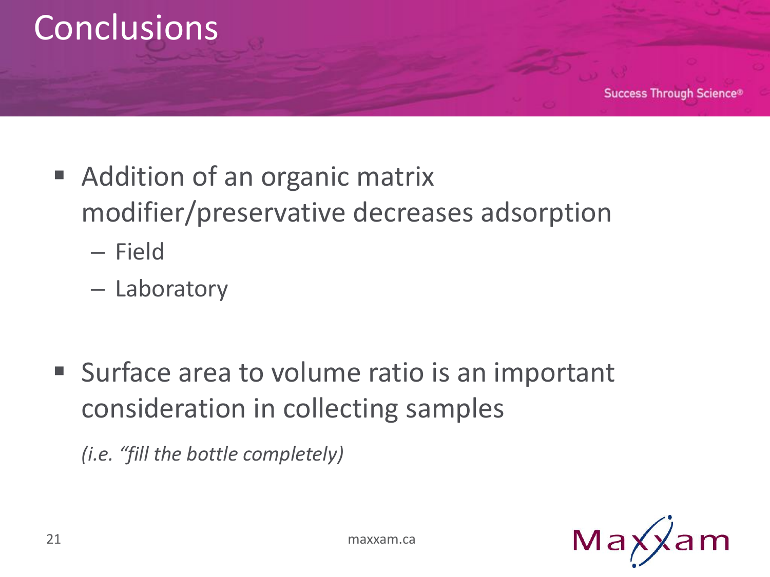# Conclusions

- Addition of an organic matrix modifier/preservative decreases adsorption
  - Field
  - Laboratory

- Surface area to volume ratio is an important consideration in collecting samples

  *(i.e. "fill the bottle completely)*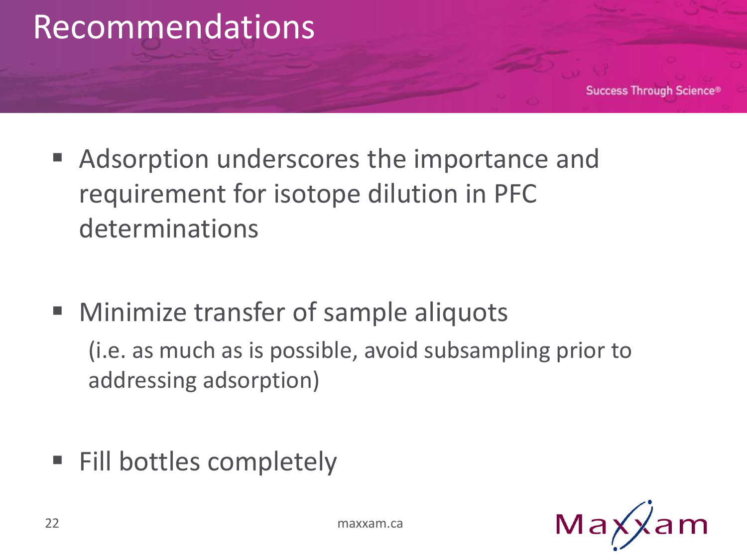# Recommendations

- Adsorption underscores the importance and requirement for isotope dilution in PFC determinations

- Minimize transfer of sample aliquots
  (i.e. as much as is possible, avoid subsampling prior to addressing adsorption)

- Fill bottles completely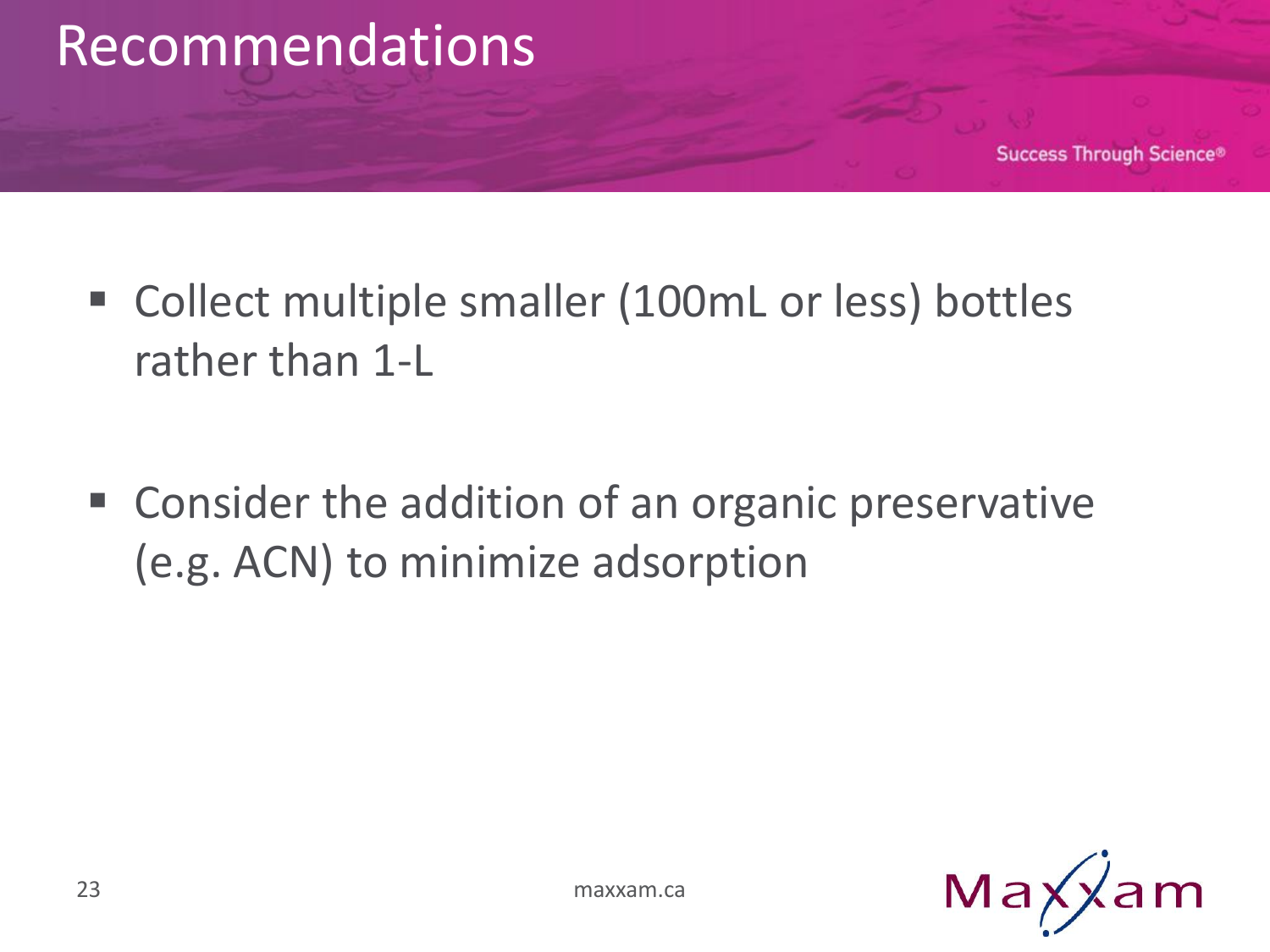# Recommendations

- Collect multiple smaller (100mL or less) bottles rather than 1-L
- Consider the addition of an organic preservative (e.g. ACN) to minimize adsorption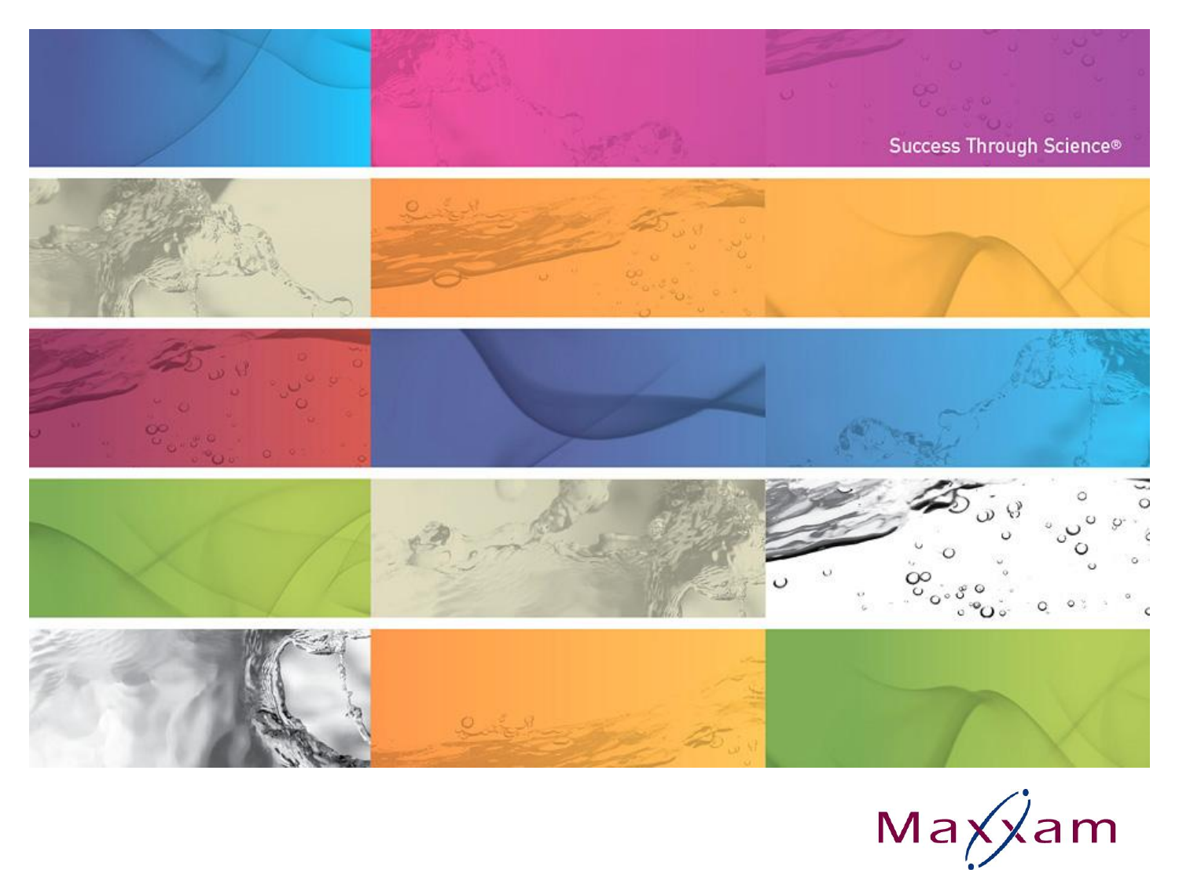Success Through Science®

Maxxam